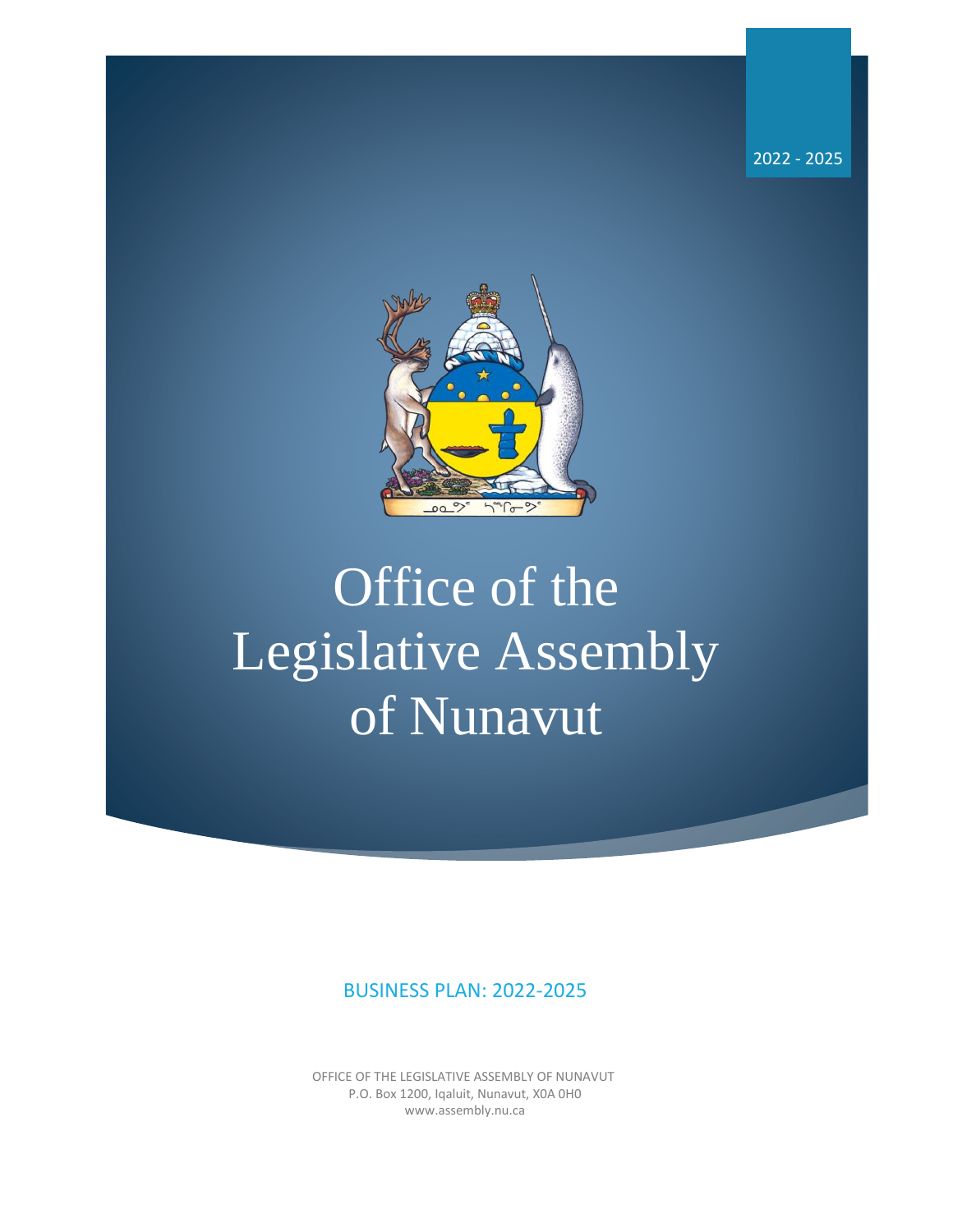2022 - 2025

# Office of the Legislative Assembly of Nunavut

BUSINESS PLAN: 2022-2025

OFFICE OF THE LEGISLATIVE ASSEMBLY OF NUNAVUT
P.O. Box 1200, Iqaluit, Nunavut, X0A 0H0
www.assembly.nu.ca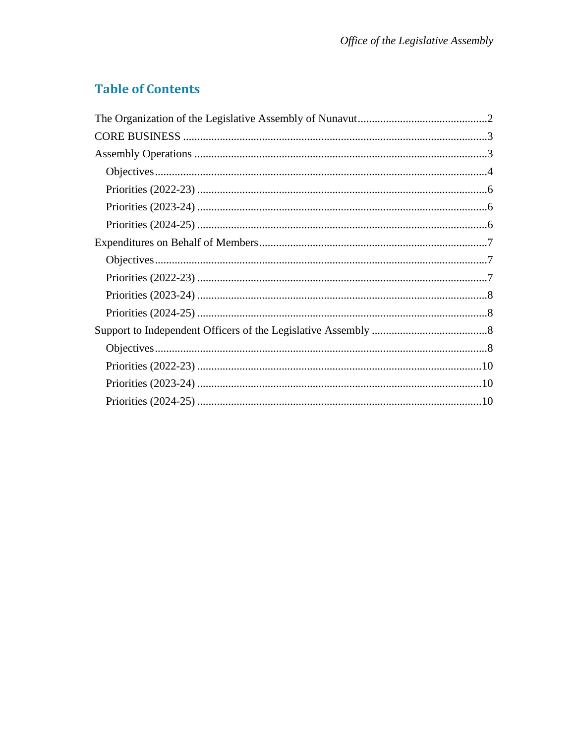## Table of Contents

The Organization of the Legislative Assembly of Nunavut ............................................. 2

CORE BUSINESS ............................................................................................................ 3

Assembly Operations ....................................................................................................... 3

- Objectives ..................................................................................................................... 4
- Priorities (2022-23) ...................................................................................................... 6
- Priorities (2023-24) ...................................................................................................... 6
- Priorities (2024-25) ...................................................................................................... 6

Expenditures on Behalf of Members ................................................................................ 7

- Objectives ..................................................................................................................... 7
- Priorities (2022-23) ...................................................................................................... 7
- Priorities (2023-24) ...................................................................................................... 8
- Priorities (2024-25) ...................................................................................................... 8

Support to Independent Officers of the Legislative Assembly ......................................... 8

- Objectives ..................................................................................................................... 8
- Priorities (2022-23) .................................................................................................... 10
- Priorities (2023-24) .................................................................................................... 10
- Priorities (2024-25) .................................................................................................... 10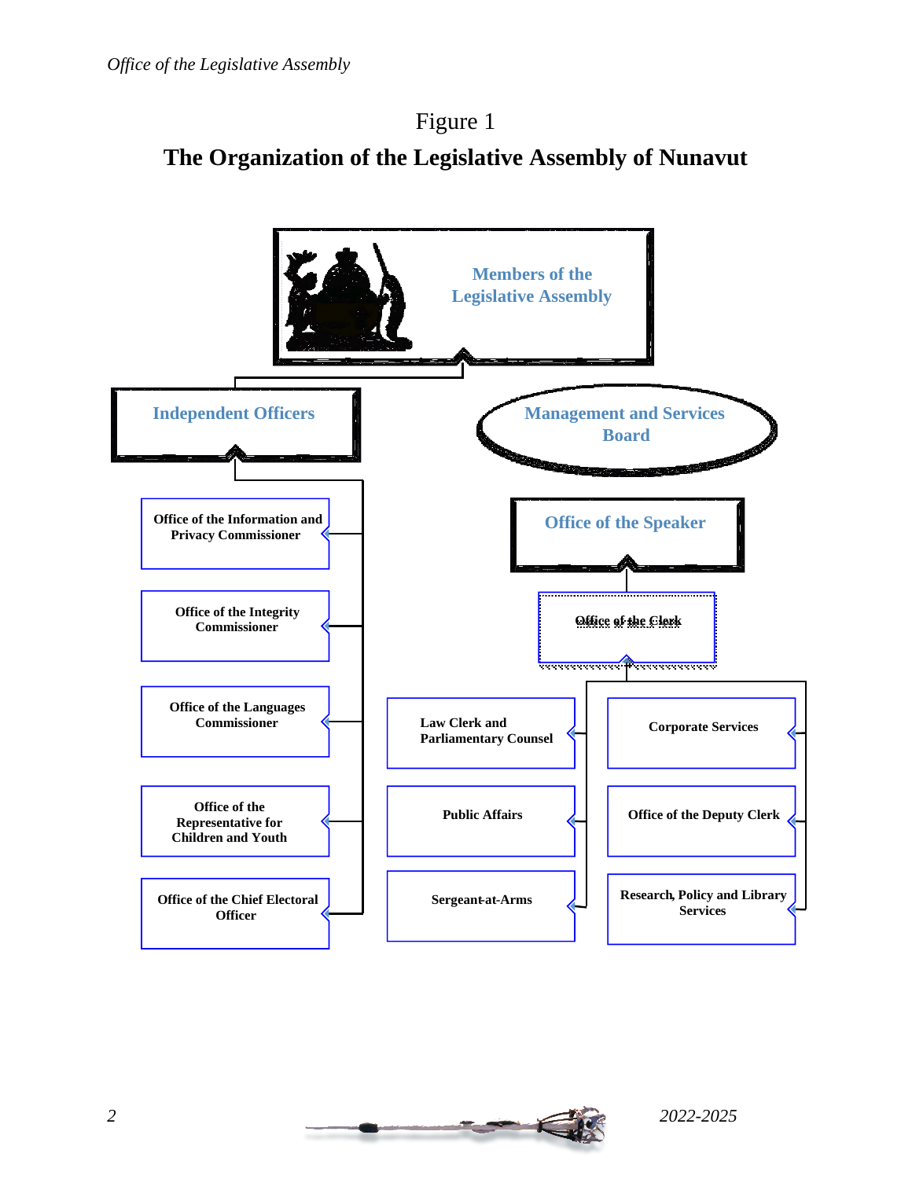Figure 1

# The Organization of the Legislative Assembly of Nunavut

Members of the Legislative Assembly

Independent Officers

Management and Services Board

Office of the Information and Privacy Commissioner

Office of the Integrity Commissioner

Office of the Languages Commissioner

Office of the Representative for Children and Youth

Office of the Chief Electoral Officer

Office of the Speaker

Office of the Clerk

Law Clerk and Parliamentary Counsel

Public Affairs

Sergeant-at-Arms

Corporate Services

Office of the Deputy Clerk

Research, Policy and Library Services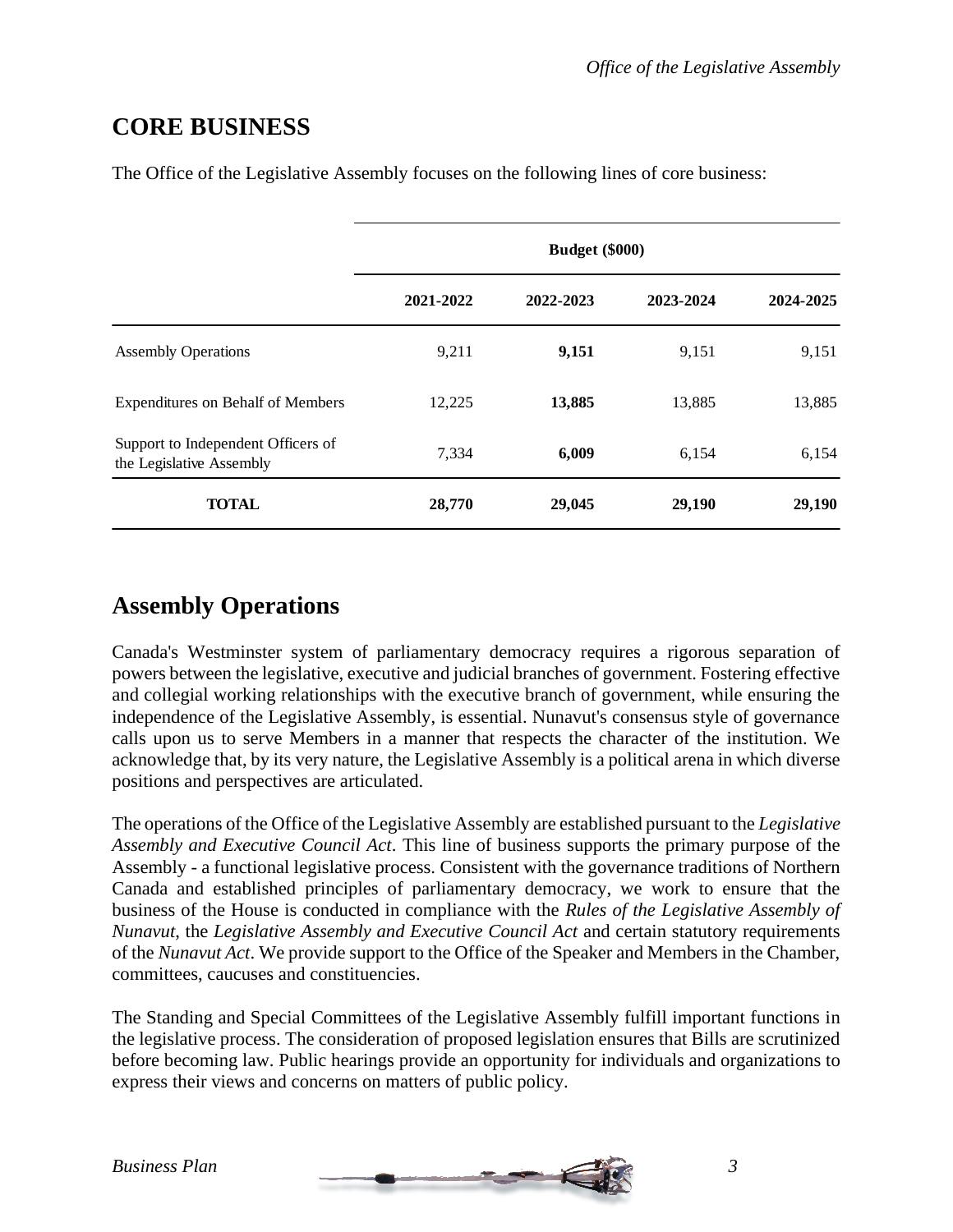## CORE BUSINESS

The Office of the Legislative Assembly focuses on the following lines of core business:

| | Budget ($000) | | | |
|---|---|---|---|---|
| | 2021-2022 | 2022-2023 | 2023-2024 | 2024-2025 |
| Assembly Operations | 9,211 | **9,151** | 9,151 | 9,151 |
| Expenditures on Behalf of Members | 12,225 | **13,885** | 13,885 | 13,885 |
| Support to Independent Officers of the Legislative Assembly | 7,334 | **6,009** | 6,154 | 6,154 |
| **TOTAL** | **28,770** | **29,045** | **29,190** | **29,190** |

## Assembly Operations

Canada's Westminster system of parliamentary democracy requires a rigorous separation of powers between the legislative, executive and judicial branches of government. Fostering effective and collegial working relationships with the executive branch of government, while ensuring the independence of the Legislative Assembly, is essential. Nunavut's consensus style of governance calls upon us to serve Members in a manner that respects the character of the institution. We acknowledge that, by its very nature, the Legislative Assembly is a political arena in which diverse positions and perspectives are articulated.

The operations of the Office of the Legislative Assembly are established pursuant to the *Legislative Assembly and Executive Council Act*. This line of business supports the primary purpose of the Assembly - a functional legislative process. Consistent with the governance traditions of Northern Canada and established principles of parliamentary democracy, we work to ensure that the business of the House is conducted in compliance with the *Rules of the Legislative Assembly of Nunavut*, the *Legislative Assembly and Executive Council Act* and certain statutory requirements of the *Nunavut Act*. We provide support to the Office of the Speaker and Members in the Chamber, committees, caucuses and constituencies.

The Standing and Special Committees of the Legislative Assembly fulfill important functions in the legislative process. The consideration of proposed legislation ensures that Bills are scrutinized before becoming law. Public hearings provide an opportunity for individuals and organizations to express their views and concerns on matters of public policy.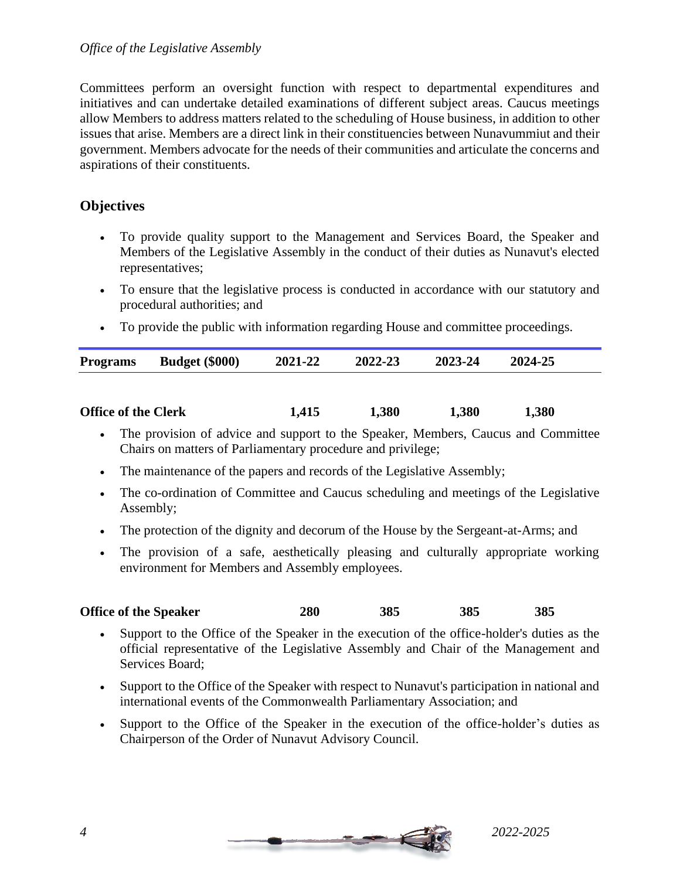Committees perform an oversight function with respect to departmental expenditures and initiatives and can undertake detailed examinations of different subject areas. Caucus meetings allow Members to address matters related to the scheduling of House business, in addition to other issues that arise. Members are a direct link in their constituencies between Nunavummiut and their government. Members advocate for the needs of their communities and articulate the concerns and aspirations of their constituents.

## Objectives

- To provide quality support to the Management and Services Board, the Speaker and Members of the Legislative Assembly in the conduct of their duties as Nunavut's elected representatives;
- To ensure that the legislative process is conducted in accordance with our statutory and procedural authorities; and
- To provide the public with information regarding House and committee proceedings.

| Programs Budget ($000) | 2021-22 | 2022-23 | 2023-24 | 2024-25 |
|---|---|---|---|---|
| **Office of the Clerk** | **1,415** | **1,380** | **1,380** | **1,380** |

- The provision of advice and support to the Speaker, Members, Caucus and Committee Chairs on matters of Parliamentary procedure and privilege;
- The maintenance of the papers and records of the Legislative Assembly;
- The co-ordination of Committee and Caucus scheduling and meetings of the Legislative Assembly;
- The protection of the dignity and decorum of the House by the Sergeant-at-Arms; and
- The provision of a safe, aesthetically pleasing and culturally appropriate working environment for Members and Assembly employees.

| Programs Budget ($000) | 2021-22 | 2022-23 | 2023-24 | 2024-25 |
|---|---|---|---|---|
| **Office of the Speaker** | **280** | **385** | **385** | **385** |

- Support to the Office of the Speaker in the execution of the office-holder's duties as the official representative of the Legislative Assembly and Chair of the Management and Services Board;
- Support to the Office of the Speaker with respect to Nunavut's participation in national and international events of the Commonwealth Parliamentary Association; and
- Support to the Office of the Speaker in the execution of the office-holder's duties as Chairperson of the Order of Nunavut Advisory Council.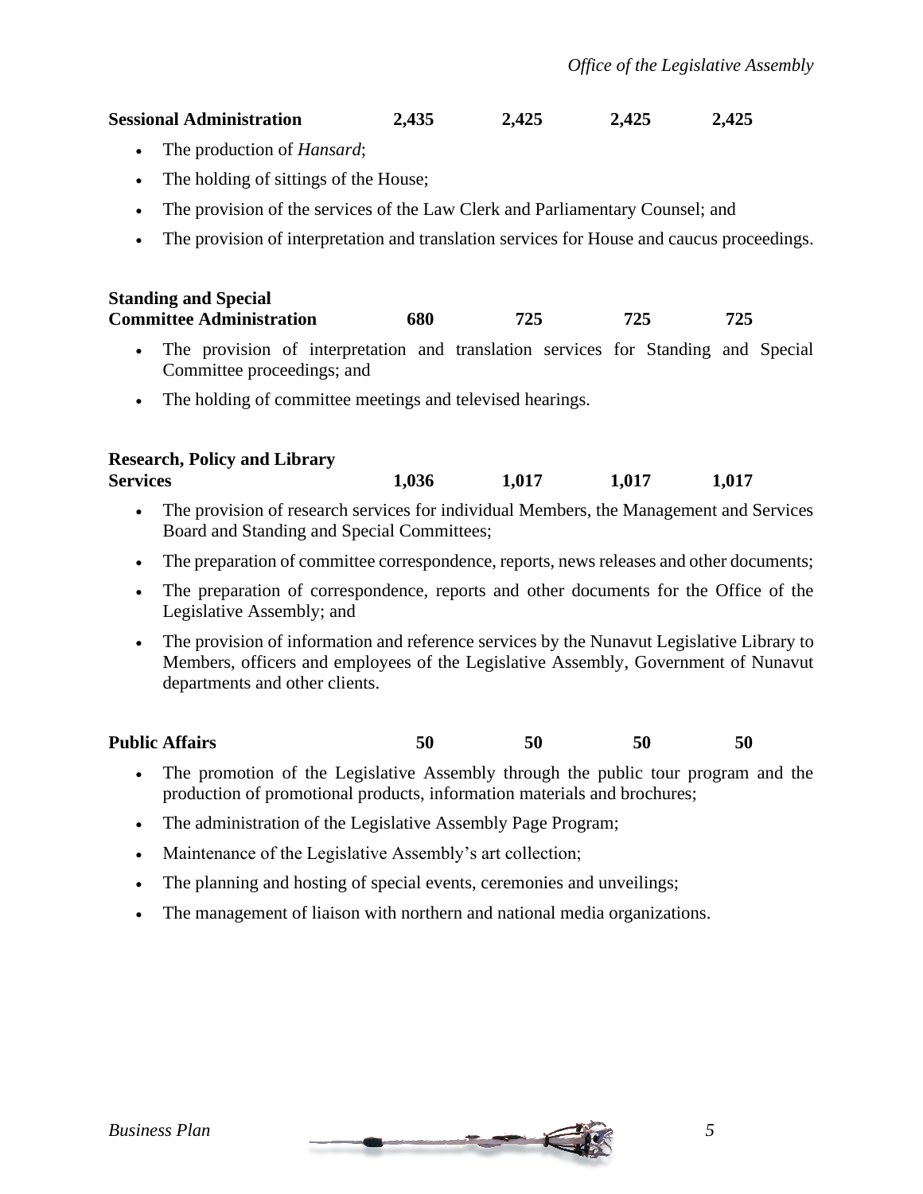| | | | | |
|---|---|---|---|---|
| **Sessional Administration** | **2,435** | **2,425** | **2,425** | **2,425** |

- The production of *Hansard*;
- The holding of sittings of the House;
- The provision of the services of the Law Clerk and Parliamentary Counsel; and
- The provision of interpretation and translation services for House and caucus proceedings.

| | | | | |
|---|---|---|---|---|
| **Standing and Special Committee Administration** | **680** | **725** | **725** | **725** |

- The provision of interpretation and translation services for Standing and Special Committee proceedings; and
- The holding of committee meetings and televised hearings.

| | | | | |
|---|---|---|---|---|
| **Research, Policy and Library Services** | **1,036** | **1,017** | **1,017** | **1,017** |

- The provision of research services for individual Members, the Management and Services Board and Standing and Special Committees;
- The preparation of committee correspondence, reports, news releases and other documents;
- The preparation of correspondence, reports and other documents for the Office of the Legislative Assembly; and
- The provision of information and reference services by the Nunavut Legislative Library to Members, officers and employees of the Legislative Assembly, Government of Nunavut departments and other clients.

| | | | | |
|---|---|---|---|---|
| **Public Affairs** | **50** | **50** | **50** | **50** |

- The promotion of the Legislative Assembly through the public tour program and the production of promotional products, information materials and brochures;
- The administration of the Legislative Assembly Page Program;
- Maintenance of the Legislative Assembly's art collection;
- The planning and hosting of special events, ceremonies and unveilings;
- The management of liaison with northern and national media organizations.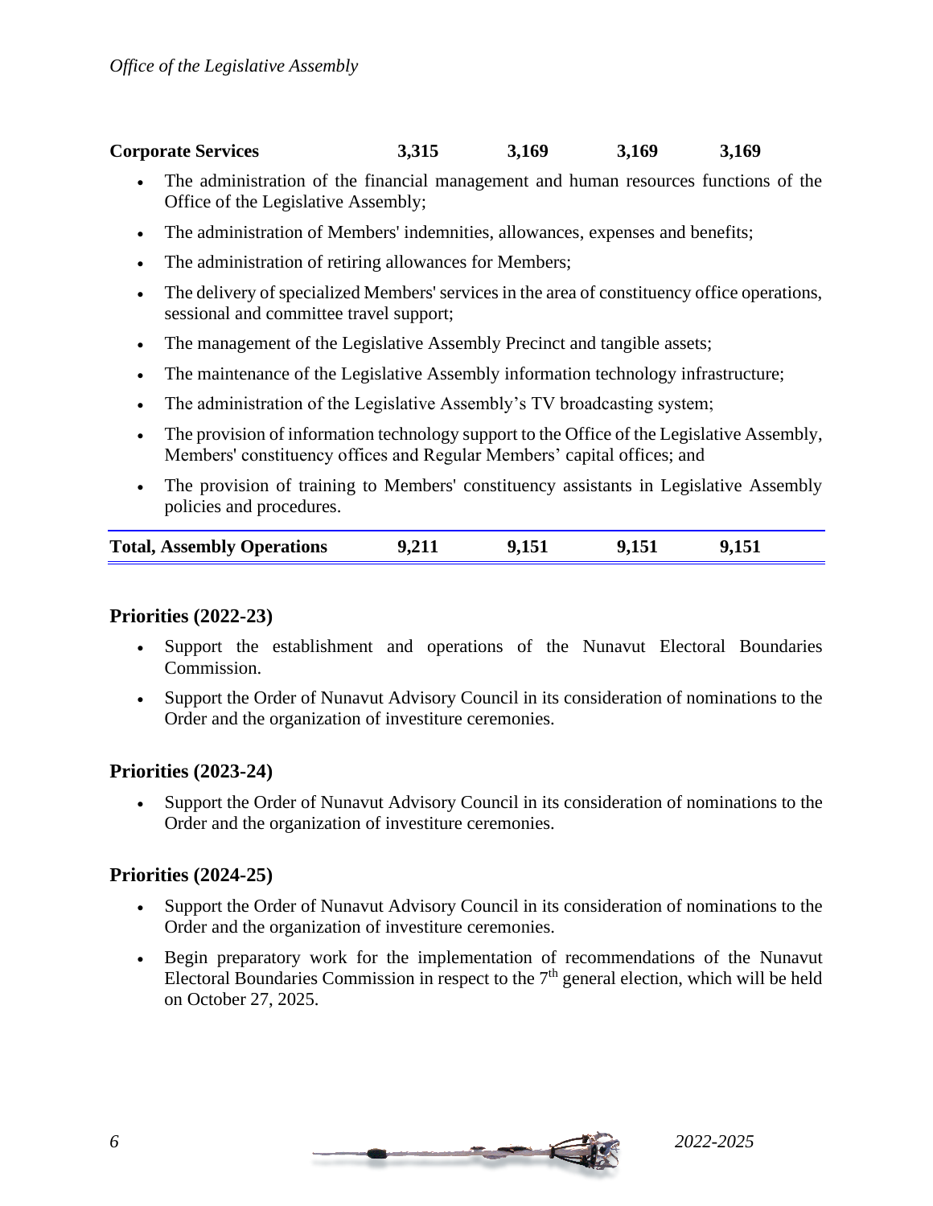| **Corporate Services** | **3,315** | **3,169** | **3,169** | **3,169** |
|---|---|---|---|---|

- The administration of the financial management and human resources functions of the Office of the Legislative Assembly;
- The administration of Members' indemnities, allowances, expenses and benefits;
- The administration of retiring allowances for Members;
- The delivery of specialized Members' services in the area of constituency office operations, sessional and committee travel support;
- The management of the Legislative Assembly Precinct and tangible assets;
- The maintenance of the Legislative Assembly information technology infrastructure;
- The administration of the Legislative Assembly's TV broadcasting system;
- The provision of information technology support to the Office of the Legislative Assembly, Members' constituency offices and Regular Members' capital offices; and
- The provision of training to Members' constituency assistants in Legislative Assembly policies and procedures.

| **Total, Assembly Operations** | **9,211** | **9,151** | **9,151** | **9,151** |
|---|---|---|---|---|

## Priorities (2022-23)

- Support the establishment and operations of the Nunavut Electoral Boundaries Commission.
- Support the Order of Nunavut Advisory Council in its consideration of nominations to the Order and the organization of investiture ceremonies.

## Priorities (2023-24)

- Support the Order of Nunavut Advisory Council in its consideration of nominations to the Order and the organization of investiture ceremonies.

## Priorities (2024-25)

- Support the Order of Nunavut Advisory Council in its consideration of nominations to the Order and the organization of investiture ceremonies.
- Begin preparatory work for the implementation of recommendations of the Nunavut Electoral Boundaries Commission in respect to the 7th general election, which will be held on October 27, 2025.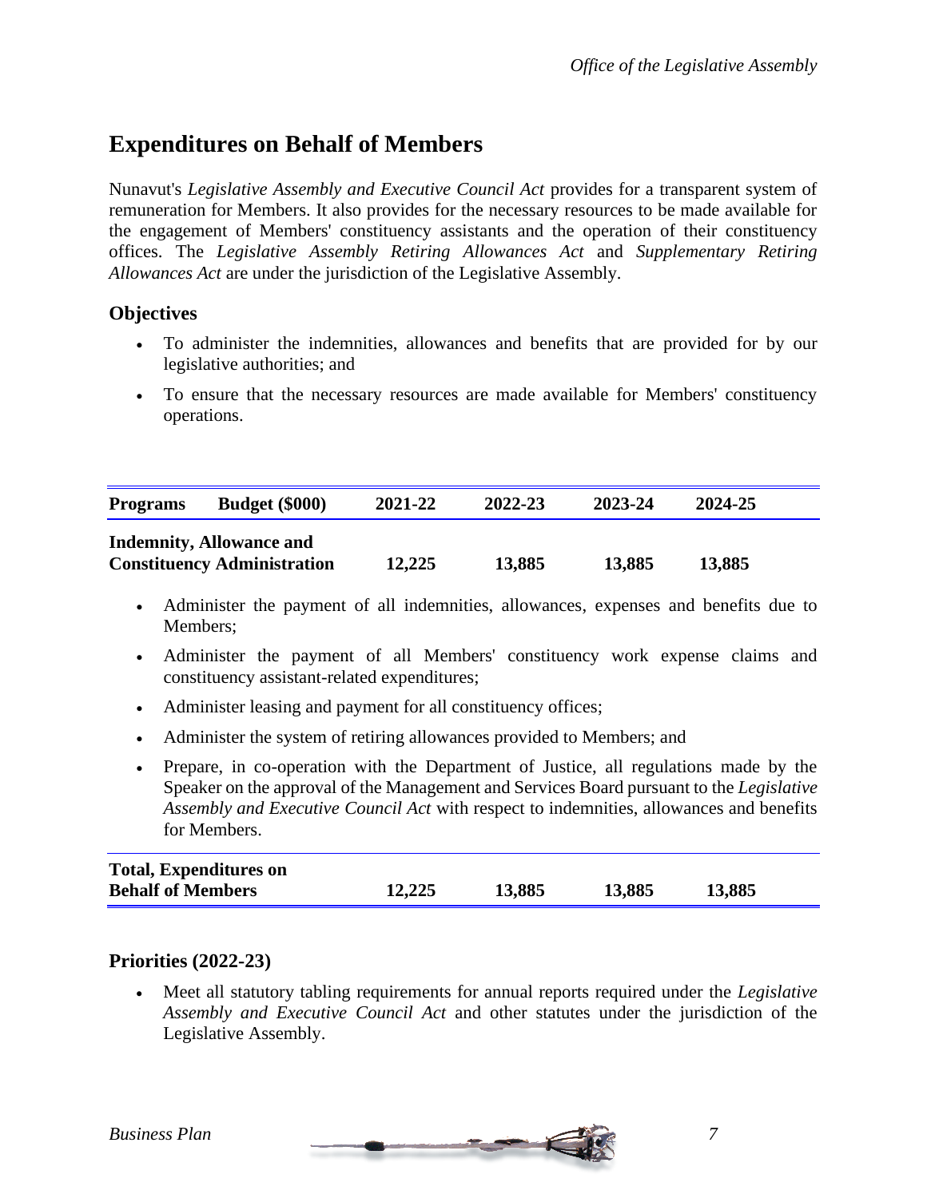## Expenditures on Behalf of Members

Nunavut's *Legislative Assembly and Executive Council Act* provides for a transparent system of remuneration for Members. It also provides for the necessary resources to be made available for the engagement of Members' constituency assistants and the operation of their constituency offices. The *Legislative Assembly Retiring Allowances Act* and *Supplementary Retiring Allowances Act* are under the jurisdiction of the Legislative Assembly.

### Objectives

- To administer the indemnities, allowances and benefits that are provided for by our legislative authorities; and
- To ensure that the necessary resources are made available for Members' constituency operations.

| Programs | Budget ($000) | 2021-22 | 2022-23 | 2023-24 | 2024-25 |
|---|---|---|---|---|---|
| **Indemnity, Allowance and Constituency Administration** | | **12,225** | **13,885** | **13,885** | **13,885** |

- Administer the payment of all indemnities, allowances, expenses and benefits due to Members;
- Administer the payment of all Members' constituency work expense claims and constituency assistant-related expenditures;
- Administer leasing and payment for all constituency offices;
- Administer the system of retiring allowances provided to Members; and
- Prepare, in co-operation with the Department of Justice, all regulations made by the Speaker on the approval of the Management and Services Board pursuant to the *Legislative Assembly and Executive Council Act* with respect to indemnities, allowances and benefits for Members.

| | 2021-22 | 2022-23 | 2023-24 | 2024-25 |
|---|---|---|---|---|
| **Total, Expenditures on Behalf of Members** | **12,225** | **13,885** | **13,885** | **13,885** |

### Priorities (2022-23)

- Meet all statutory tabling requirements for annual reports required under the *Legislative Assembly and Executive Council Act* and other statutes under the jurisdiction of the Legislative Assembly.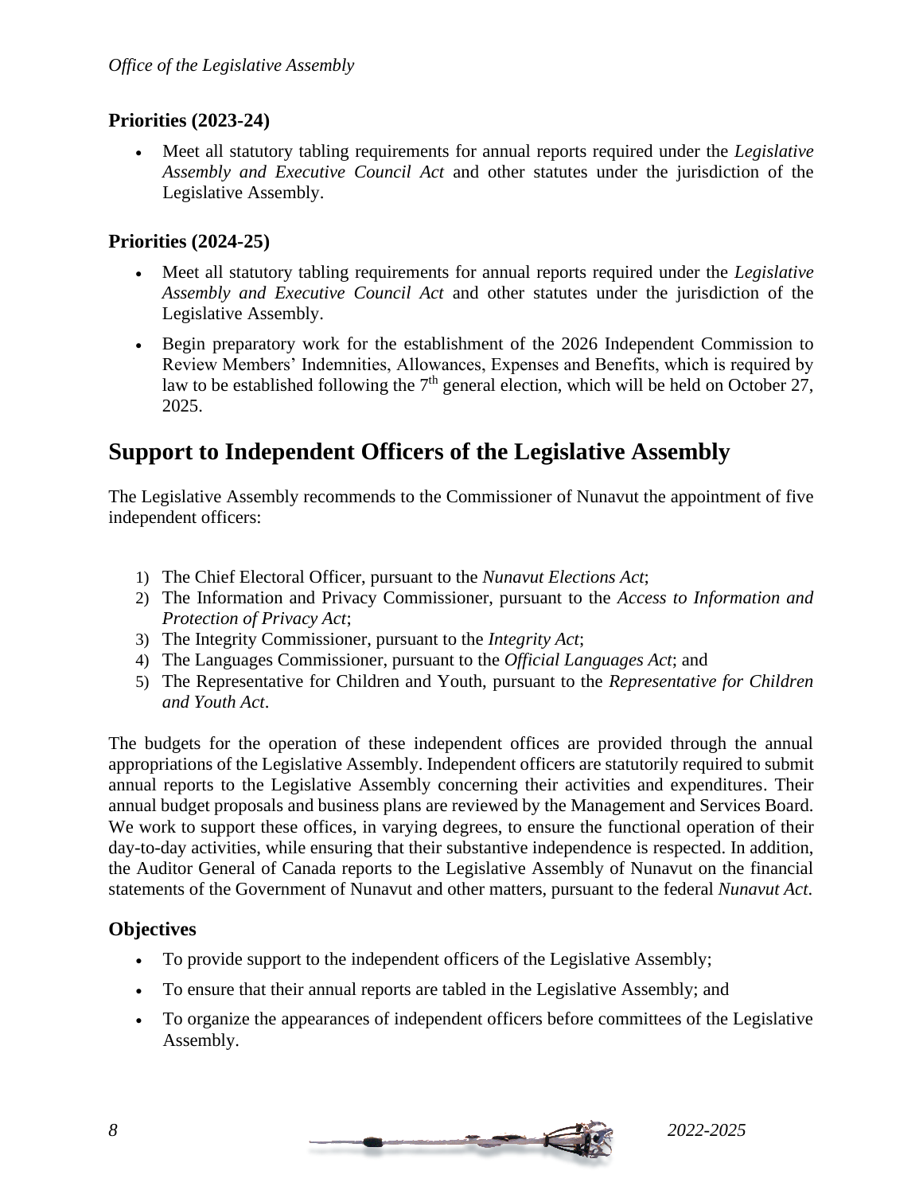### Priorities (2023-24)

- Meet all statutory tabling requirements for annual reports required under the *Legislative Assembly and Executive Council Act* and other statutes under the jurisdiction of the Legislative Assembly.

### Priorities (2024-25)

- Meet all statutory tabling requirements for annual reports required under the *Legislative Assembly and Executive Council Act* and other statutes under the jurisdiction of the Legislative Assembly.
- Begin preparatory work for the establishment of the 2026 Independent Commission to Review Members' Indemnities, Allowances, Expenses and Benefits, which is required by law to be established following the 7th general election, which will be held on October 27, 2025.

## Support to Independent Officers of the Legislative Assembly

The Legislative Assembly recommends to the Commissioner of Nunavut the appointment of five independent officers:

1) The Chief Electoral Officer, pursuant to the *Nunavut Elections Act*;
2) The Information and Privacy Commissioner, pursuant to the *Access to Information and Protection of Privacy Act*;
3) The Integrity Commissioner, pursuant to the *Integrity Act*;
4) The Languages Commissioner, pursuant to the *Official Languages Act*; and
5) The Representative for Children and Youth, pursuant to the *Representative for Children and Youth Act*.

The budgets for the operation of these independent offices are provided through the annual appropriations of the Legislative Assembly. Independent officers are statutorily required to submit annual reports to the Legislative Assembly concerning their activities and expenditures. Their annual budget proposals and business plans are reviewed by the Management and Services Board. We work to support these offices, in varying degrees, to ensure the functional operation of their day-to-day activities, while ensuring that their substantive independence is respected. In addition, the Auditor General of Canada reports to the Legislative Assembly of Nunavut on the financial statements of the Government of Nunavut and other matters, pursuant to the federal *Nunavut Act*.

### Objectives

- To provide support to the independent officers of the Legislative Assembly;
- To ensure that their annual reports are tabled in the Legislative Assembly; and
- To organize the appearances of independent officers before committees of the Legislative Assembly.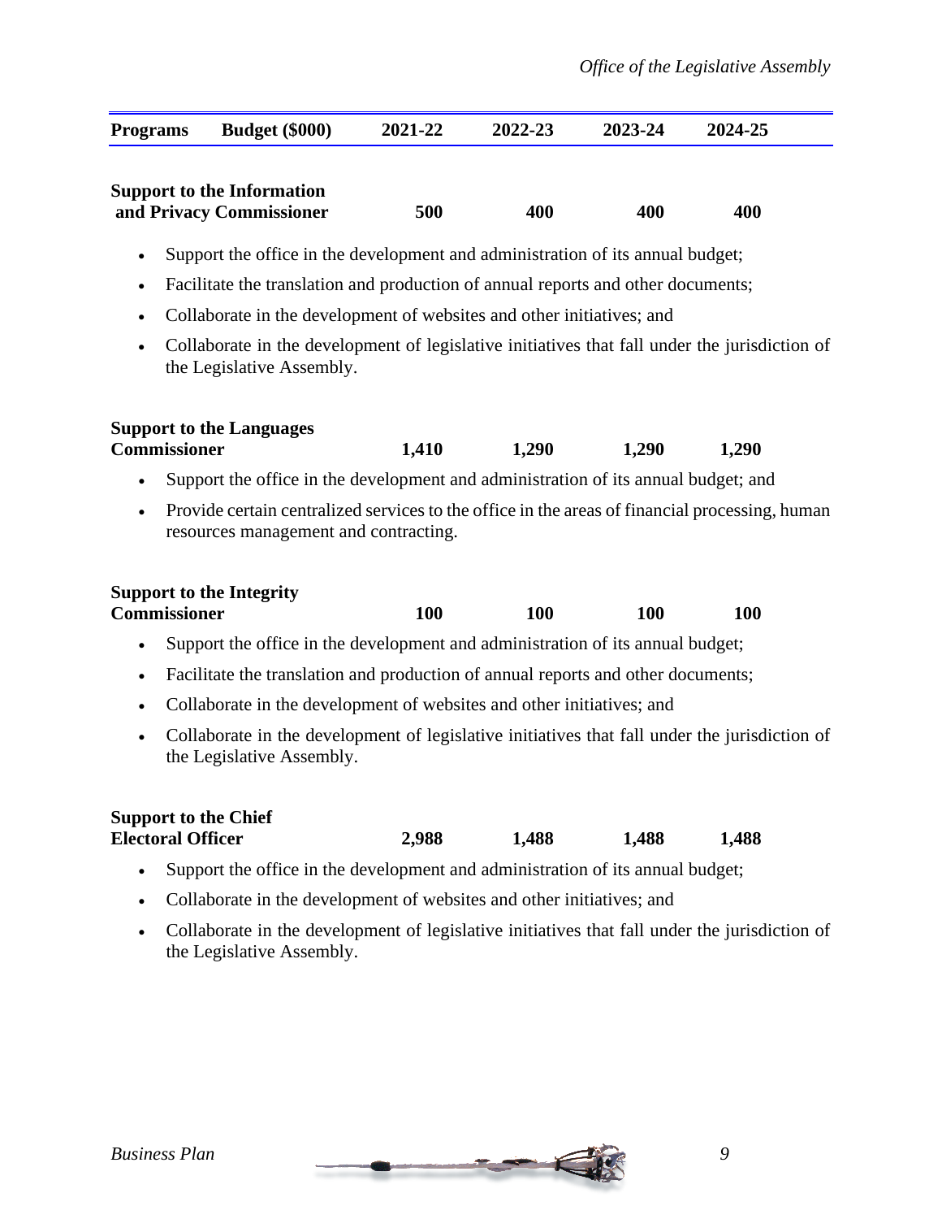| Programs | Budget ($000) | 2021-22 | 2022-23 | 2023-24 | 2024-25 |
|---|---|---|---|---|---|
| **Support to the Information and Privacy Commissioner** | | **500** | **400** | **400** | **400** |

- Support the office in the development and administration of its annual budget;
- Facilitate the translation and production of annual reports and other documents;
- Collaborate in the development of websites and other initiatives; and
- Collaborate in the development of legislative initiatives that fall under the jurisdiction of the Legislative Assembly.

| Programs | Budget ($000) | 2021-22 | 2022-23 | 2023-24 | 2024-25 |
|---|---|---|---|---|---|
| **Support to the Languages Commissioner** | | **1,410** | **1,290** | **1,290** | **1,290** |

- Support the office in the development and administration of its annual budget; and
- Provide certain centralized services to the office in the areas of financial processing, human resources management and contracting.

| Programs | Budget ($000) | 2021-22 | 2022-23 | 2023-24 | 2024-25 |
|---|---|---|---|---|---|
| **Support to the Integrity Commissioner** | | **100** | **100** | **100** | **100** |

- Support the office in the development and administration of its annual budget;
- Facilitate the translation and production of annual reports and other documents;
- Collaborate in the development of websites and other initiatives; and
- Collaborate in the development of legislative initiatives that fall under the jurisdiction of the Legislative Assembly.

| Programs | Budget ($000) | 2021-22 | 2022-23 | 2023-24 | 2024-25 |
|---|---|---|---|---|---|
| **Support to the Chief Electoral Officer** | | **2,988** | **1,488** | **1,488** | **1,488** |

- Support the office in the development and administration of its annual budget;
- Collaborate in the development of websites and other initiatives; and
- Collaborate in the development of legislative initiatives that fall under the jurisdiction of the Legislative Assembly.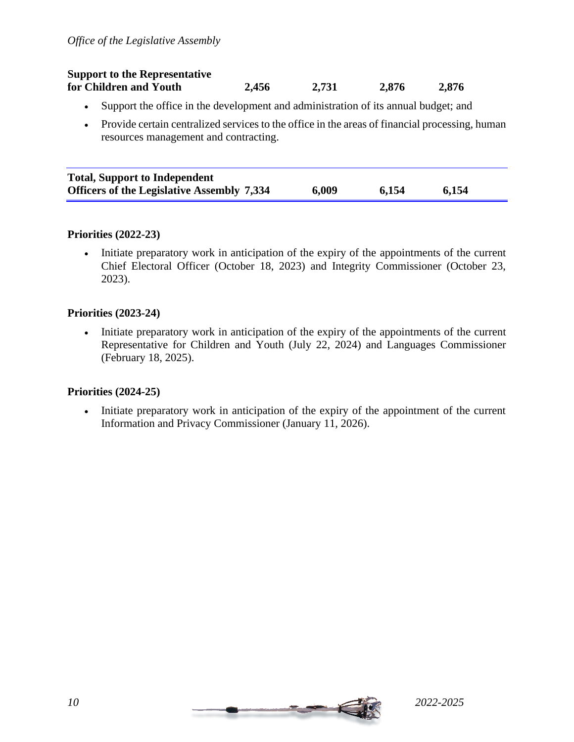| | | | | |
|---|---|---|---|---|
| **Support to the Representative for Children and Youth** | **2,456** | **2,731** | **2,876** | **2,876** |

- Support the office in the development and administration of its annual budget; and
- Provide certain centralized services to the office in the areas of financial processing, human resources management and contracting.

| | | | | |
|---|---|---|---|---|
| **Total, Support to Independent Officers of the Legislative Assembly** | **7,334** | **6,009** | **6,154** | **6,154** |

**Priorities (2022-23)**

- Initiate preparatory work in anticipation of the expiry of the appointments of the current Chief Electoral Officer (October 18, 2023) and Integrity Commissioner (October 23, 2023).

**Priorities (2023-24)**

- Initiate preparatory work in anticipation of the expiry of the appointments of the current Representative for Children and Youth (July 22, 2024) and Languages Commissioner (February 18, 2025).

**Priorities (2024-25)**

- Initiate preparatory work in anticipation of the expiry of the appointment of the current Information and Privacy Commissioner (January 11, 2026).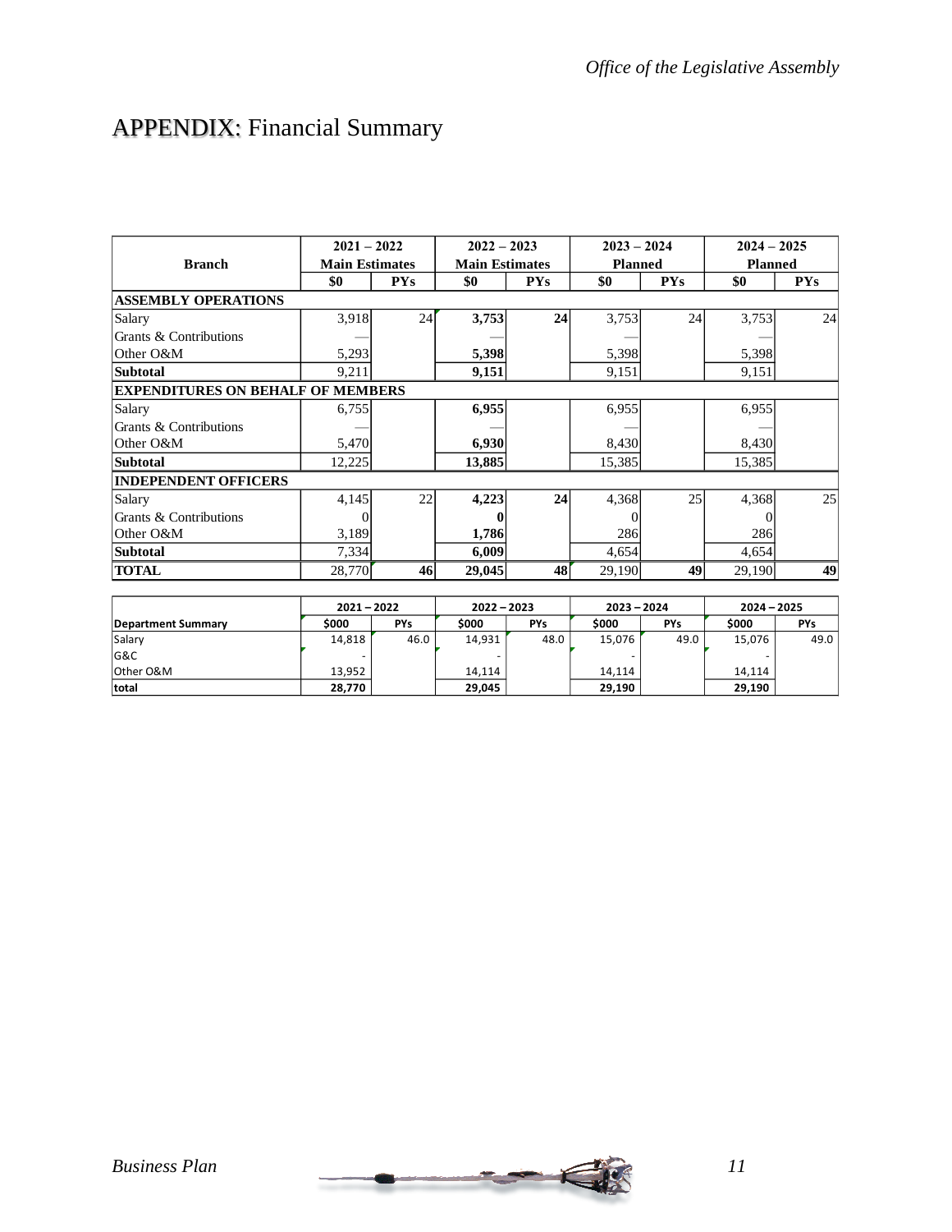# APPENDIX: Financial Summary

| Branch | 2021 – 2022 Main Estimates | | 2022 – 2023 Main Estimates | | 2023 – 2024 Planned | | 2024 – 2025 Planned | |
|---|---|---|---|---|---|---|---|---|
| | $0 | PYs | $0 | PYs | $0 | PYs | $0 | PYs |
| **ASSEMBLY OPERATIONS** | | | | | | | | |
| Salary | 3,918 | 24 | **3,753** | **24** | 3,753 | 24 | 3,753 | 24 |
| Grants & Contributions | — | | — | | — | | — | |
| Other O&M | 5,293 | | **5,398** | | 5,398 | | 5,398 | |
| **Subtotal** | 9,211 | | **9,151** | | 9,151 | | 9,151 | |
| **EXPENDITURES ON BEHALF OF MEMBERS** | | | | | | | | |
| Salary | 6,755 | | **6,955** | | 6,955 | | 6,955 | |
| Grants & Contributions | — | | — | | — | | — | |
| Other O&M | 5,470 | | **6,930** | | 8,430 | | 8,430 | |
| **Subtotal** | 12,225 | | **13,885** | | 15,385 | | 15,385 | |
| **INDEPENDENT OFFICERS** | | | | | | | | |
| Salary | 4,145 | 22 | **4,223** | **24** | 4,368 | 25 | 4,368 | 25 |
| Grants & Contributions | 0 | | **0** | | 0 | | 0 | |
| Other O&M | 3,189 | | **1,786** | | 286 | | 286 | |
| **Subtotal** | 7,334 | | **6,009** | | 4,654 | | 4,654 | |
| **TOTAL** | 28,770 | **46** | **29,045** | **48** | 29,190 | **49** | 29,190 | **49** |

| | 2021 – 2022 | | 2022 – 2023 | | 2023 – 2024 | | 2024 – 2025 | |
|---|---|---|---|---|---|---|---|---|
| **Department Summary** | **$000** | **PYs** | **$000** | **PYs** | **$000** | **PYs** | **$000** | **PYs** |
| Salary | 14,818 | 46.0 | 14,931 | 48.0 | 15,076 | 49.0 | 15,076 | 49.0 |
| G&C | - | | - | | - | | - | |
| Other O&M | 13,952 | | 14,114 | | 14,114 | | 14,114 | |
| **total** | **28,770** | | **29,045** | | **29,190** | | **29,190** | |